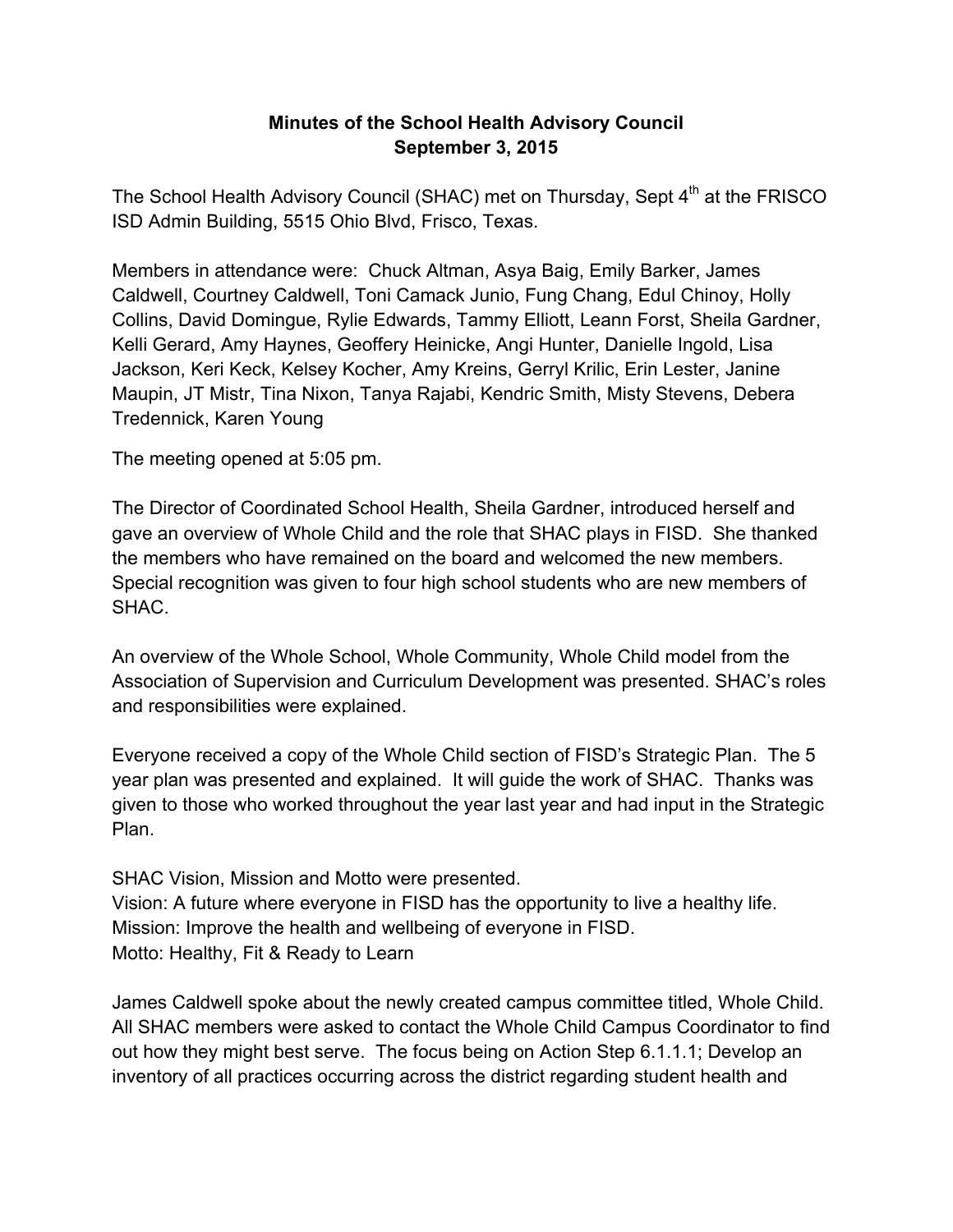**Minutes of the School Health Advisory Council**
**September 3, 2015**

The School Health Advisory Council (SHAC) met on Thursday, Sept 4th at the FRISCO ISD Admin Building, 5515 Ohio Blvd, Frisco, Texas.

Members in attendance were: Chuck Altman, Asya Baig, Emily Barker, James Caldwell, Courtney Caldwell, Toni Camack Junio, Fung Chang, Edul Chinoy, Holly Collins, David Domingue, Rylie Edwards, Tammy Elliott, Leann Forst, Sheila Gardner, Kelli Gerard, Amy Haynes, Geoffery Heinicke, Angi Hunter, Danielle Ingold, Lisa Jackson, Keri Keck, Kelsey Kocher, Amy Kreins, Gerryl Krilic, Erin Lester, Janine Maupin, JT Mistr, Tina Nixon, Tanya Rajabi, Kendric Smith, Misty Stevens, Debera Tredennick, Karen Young

The meeting opened at 5:05 pm.

The Director of Coordinated School Health, Sheila Gardner, introduced herself and gave an overview of Whole Child and the role that SHAC plays in FISD. She thanked the members who have remained on the board and welcomed the new members. Special recognition was given to four high school students who are new members of SHAC.

An overview of the Whole School, Whole Community, Whole Child model from the Association of Supervision and Curriculum Development was presented. SHAC's roles and responsibilities were explained.

Everyone received a copy of the Whole Child section of FISD's Strategic Plan. The 5 year plan was presented and explained. It will guide the work of SHAC. Thanks was given to those who worked throughout the year last year and had input in the Strategic Plan.

SHAC Vision, Mission and Motto were presented.
Vision: A future where everyone in FISD has the opportunity to live a healthy life.
Mission: Improve the health and wellbeing of everyone in FISD.
Motto: Healthy, Fit & Ready to Learn

James Caldwell spoke about the newly created campus committee titled, Whole Child. All SHAC members were asked to contact the Whole Child Campus Coordinator to find out how they might best serve. The focus being on Action Step 6.1.1.1; Develop an inventory of all practices occurring across the district regarding student health and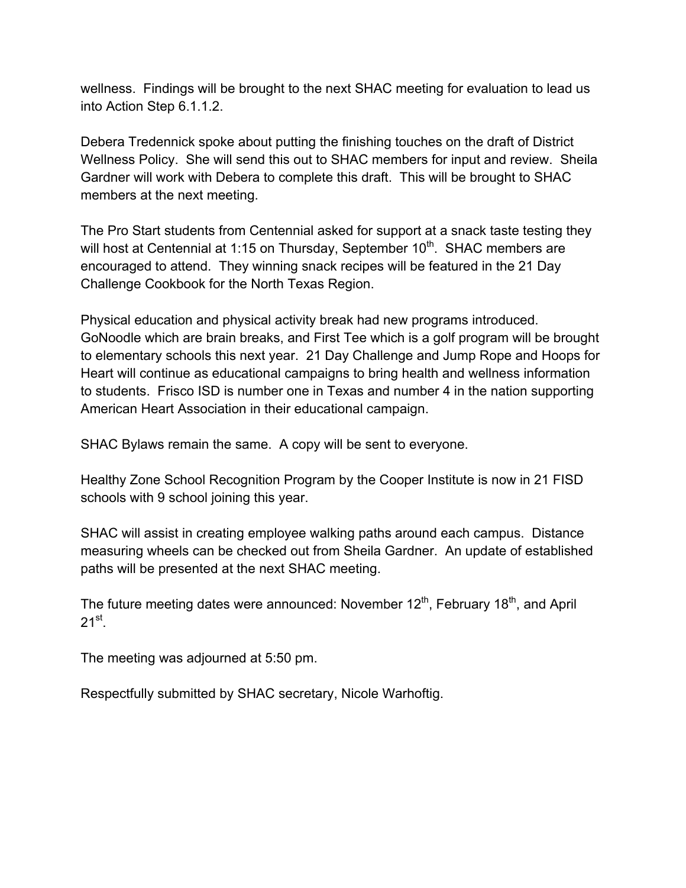wellness. Findings will be brought to the next SHAC meeting for evaluation to lead us into Action Step 6.1.1.2.

Debera Tredennick spoke about putting the finishing touches on the draft of District Wellness Policy. She will send this out to SHAC members for input and review. Sheila Gardner will work with Debera to complete this draft. This will be brought to SHAC members at the next meeting.

The Pro Start students from Centennial asked for support at a snack taste testing they will host at Centennial at 1:15 on Thursday, September 10th. SHAC members are encouraged to attend. They winning snack recipes will be featured in the 21 Day Challenge Cookbook for the North Texas Region.

Physical education and physical activity break had new programs introduced. GoNoodle which are brain breaks, and First Tee which is a golf program will be brought to elementary schools this next year. 21 Day Challenge and Jump Rope and Hoops for Heart will continue as educational campaigns to bring health and wellness information to students. Frisco ISD is number one in Texas and number 4 in the nation supporting American Heart Association in their educational campaign.

SHAC Bylaws remain the same. A copy will be sent to everyone.

Healthy Zone School Recognition Program by the Cooper Institute is now in 21 FISD schools with 9 school joining this year.

SHAC will assist in creating employee walking paths around each campus. Distance measuring wheels can be checked out from Sheila Gardner. An update of established paths will be presented at the next SHAC meeting.

The future meeting dates were announced: November 12th, February 18th, and April 21st.

The meeting was adjourned at 5:50 pm.

Respectfully submitted by SHAC secretary, Nicole Warhoftig.